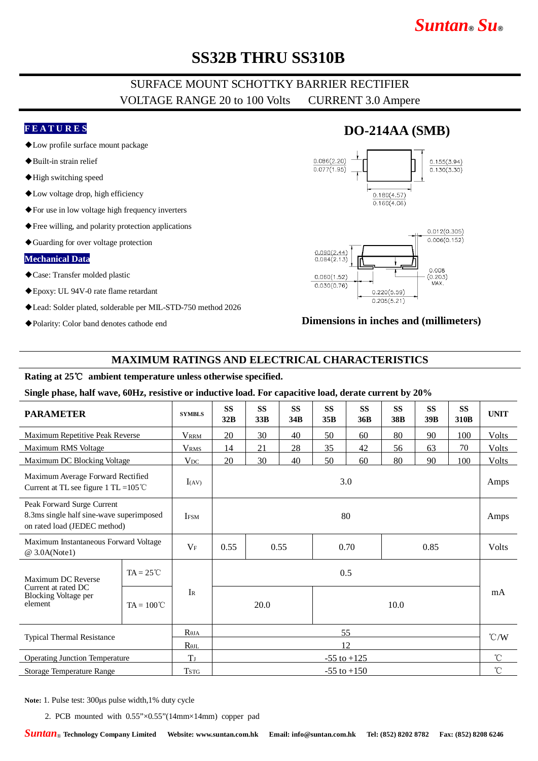Suntan® Su®

# SS32B THRU SS310B

## SURFACE MOUNT SCHOTTKY BARRIER RECTIFIER

VOLTAGE RANGE 20 to 100 Volts CURRENT 3.0 Ampere

### FEATURES

- ◆Low profile surface mount package
- ◆Built-in strain relief
- ◆High switching speed
- ◆Low voltage drop, high efficiency
- ◆For use in low voltage high frequency inverters
- ◆Free willing, and polarity protection applications
- ◆Guarding for over voltage protection

### Mechanical Data

- ◆Case: Transfer molded plastic
- ◆Epoxy: UL 94V-0 rate flame retardant
- ◆Lead: Solder plated, solderable per MIL-STD-750 method 2026
- ◆Polarity: Color band denotes cathode end

### DO-214AA (SMB)

0.086(2.20)
0.077(1.95)

0.155(3.94)
0.130(3.30)

0.180(4.57)
0.160(4.06)

0.012(0.305)
0.006(0.152)

0.096(2.44)
0.084(2.13)

0.060(1.52)
0.030(0.76)

0.008 (0.203) MAX.

0.220(5.59)
0.205(5.21)

**Dimensions in inches and (millimeters)**

## MAXIMUM RATINGS AND ELECTRICAL CHARACTERISTICS

**Rating at 25℃ ambient temperature unless otherwise specified.**

**Single phase, half wave, 60Hz, resistive or inductive load. For capacitive load, derate current by 20%**

| PARAMETER | | SYMBLS | SS 32B | SS 33B | SS 34B | SS 35B | SS 36B | SS 38B | SS 39B | SS 310B | UNIT |
|---|---|---|---|---|---|---|---|---|---|---|---|
| Maximum Repetitive Peak Reverse | | $V_{RRM}$ | 20 | 30 | 40 | 50 | 60 | 80 | 90 | 100 | Volts |
| Maximum RMS Voltage | | $V_{RMS}$ | 14 | 21 | 28 | 35 | 42 | 56 | 63 | 70 | Volts |
| Maximum DC Blocking Voltage | | $V_{DC}$ | 20 | 30 | 40 | 50 | 60 | 80 | 90 | 100 | Volts |
| Maximum Average Forward Rectified Current at TL see figure 1 TL =105℃ | | $I_{(AV)}$ | 3.0 | | | | | | | | Amps |
| Peak Forward Surge Current 8.3ms single half sine-wave superimposed on rated load (JEDEC method) | | $I_{FSM}$ | 80 | | | | | | | | Amps |
| Maximum Instantaneous Forward Voltage @ 3.0A(Note1) | | $V_F$ | 0.55 | 0.55 | | 0.70 | | 0.85 | | | Volts |
| Maximum DC Reverse Current at rated DC Blocking Voltage per element | TA = 25℃ | $I_R$ | 0.5 | | | | | | | | mA |
| | TA = 100℃ | | 20.0 | | | 10.0 | | | | | |
| Typical Thermal Resistance | | $R_{θJA}$ | 55 | | | | | | | | ℃/W |
| | | $R_{θJL}$ | 12 | | | | | | | | |
| Operating Junction Temperature | | $T_J$ | -55 to +125 | | | | | | | | ℃ |
| Storage Temperature Range | | $T_{STG}$ | -55 to +150 | | | | | | | | ℃ |

**Note:** 1. Pulse test: 300μs pulse width,1% duty cycle

2. PCB mounted with 0.55"×0.55"(14mm×14mm) copper pad

*Suntan*® **Technology Company Limited Website: www.suntan.com.hk Email: info@suntan.com.hk Tel: (852) 8202 8782 Fax: (852) 8208 6246**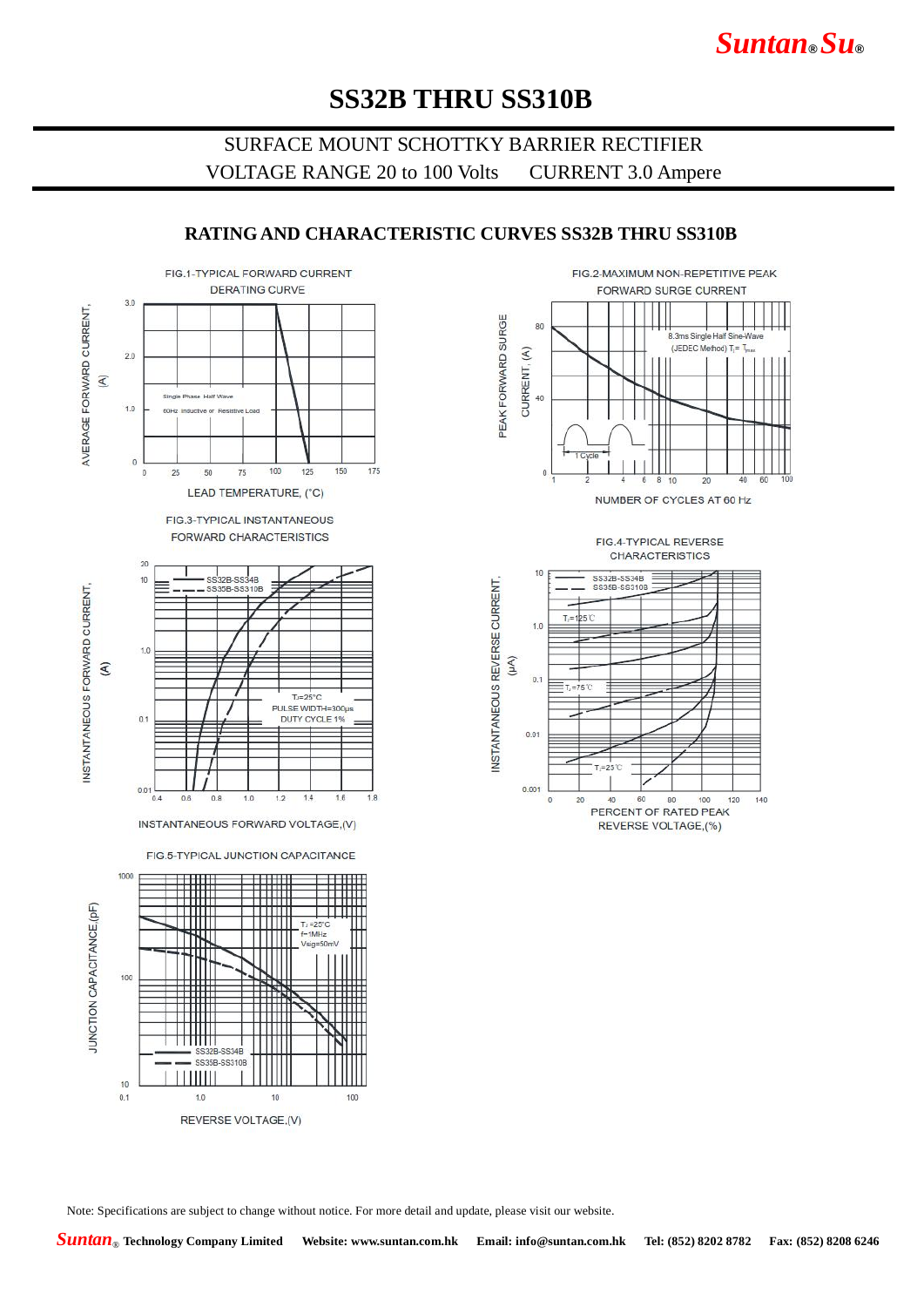# SS32B THRU SS310B

SURFACE MOUNT SCHOTTKY BARRIER RECTIFIER

VOLTAGE RANGE 20 to 100 Volts    CURRENT 3.0 Ampere

## RATING AND CHARACTERISTIC CURVES SS32B THRU SS310B

FIG.1-TYPICAL FORWARD CURRENT DERATING CURVE

AVERAGE FORWARD CURRENT, (A)

3.0
2.0
1.0
0

Single Phase Half Wave
60Hz Inductive or Resistive Load

0 25 50 75 100 125 150 175

LEAD TEMPERATURE, (°C)

FIG.2-MAXIMUM NON-REPETITIVE PEAK FORWARD SURGE CURRENT

PEAK FORWARD SURGE CURRENT, (A)

80
40
0

8.3ms Single Half Sine-Wave
(JEDEC Method) $T_J = T_{max}$

1 Cycle

1 2 4 6 8 10 20 40 60 100

NUMBER OF CYCLES AT 60 Hz

FIG.3-TYPICAL INSTANTANEOUS FORWARD CHARACTERISTICS

INSTANTANEOUS FORWARD CURRENT, (A)

20
10
1.0
0.1
0.01

SS32B-SS34B
SS35B-SS310B

$T_J$=25°C
PULSE WIDTH=300μs
DUTY CYCLE 1%

0.4 0.6 0.8 1.0 1.2 1.4 1.6 1.8

INSTANTANEOUS FORWARD VOLTAGE,(V)

FIG.4-TYPICAL REVERSE CHARACTERISTICS

INSTANTANEOUS REVERSE CURRENT, (μA)

10
1.0
0.1
0.01
0.001

SS32B-SS34B
SS35B-SS310B

$T_J$=125℃
$T_J$=75℃
$T_J$=25℃

0 20 40 60 80 100 120 140

PERCENT OF RATED PEAK REVERSE VOLTAGE,(%)

FIG.5-TYPICAL JUNCTION CAPACITANCE

JUNCTION CAPACITANCE,(pF)

1000
100
10

$T_J$=25°C
f=1MHz
Vsig=50mV

SS32B-SS34B
SS35B-SS310B

0.1 1.0 10 100

REVERSE VOLTAGE,(V)

Note: Specifications are subject to change without notice. For more detail and update, please visit our website.

*Suntan*® Technology Company Limited   Website: www.suntan.com.hk   Email: info@suntan.com.hk   Tel: (852) 8202 8782   Fax: (852) 8208 6246